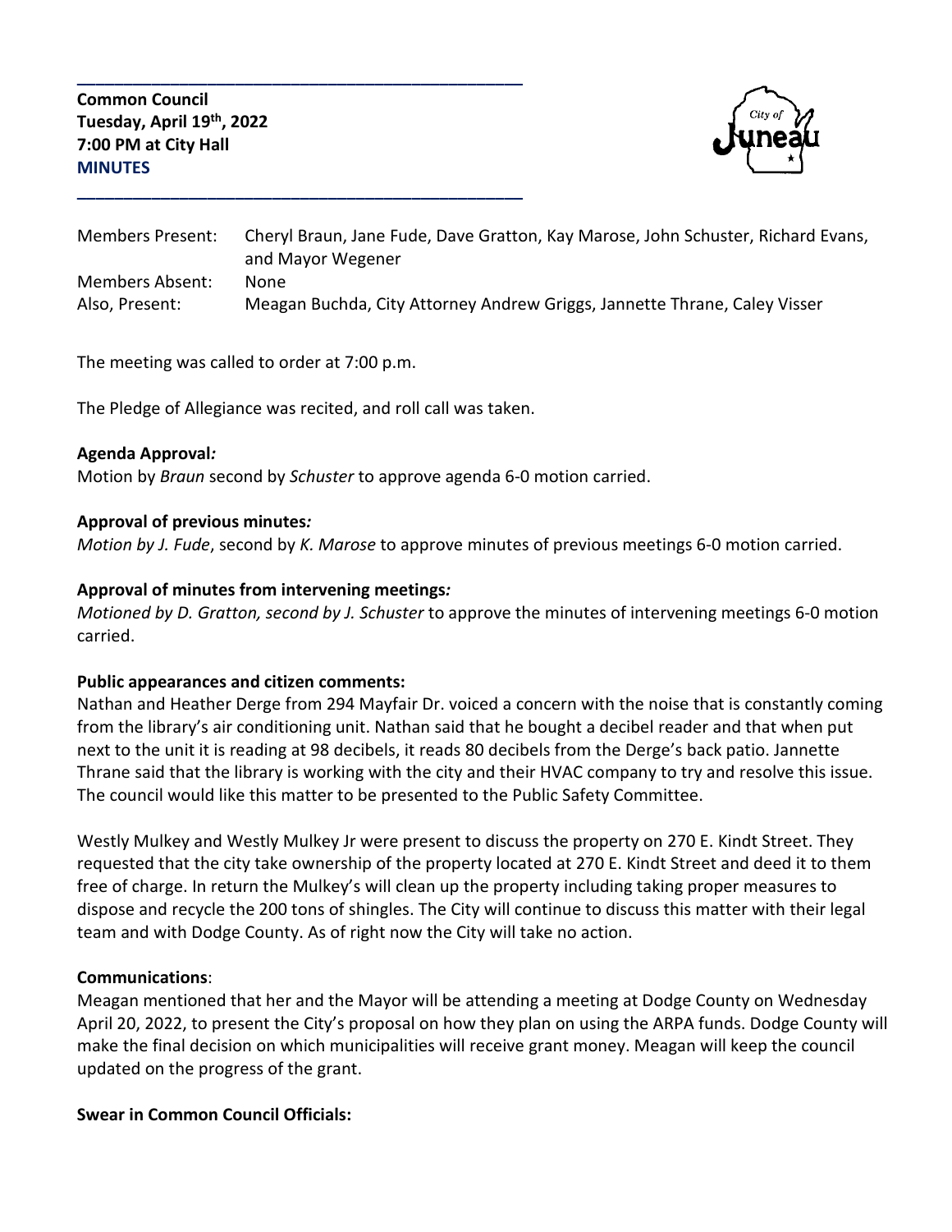**Common Council**
**Tuesday, April 19th, 2022**
**7:00 PM at City Hall**
**MINUTES**

| | |
|---|---|
| Members Present: | Cheryl Braun, Jane Fude, Dave Gratton, Kay Marose, John Schuster, Richard Evans, and Mayor Wegener |
| Members Absent: | None |
| Also, Present: | Meagan Buchda, City Attorney Andrew Griggs, Jannette Thrane, Caley Visser |

The meeting was called to order at 7:00 p.m.

The Pledge of Allegiance was recited, and roll call was taken.

**Agenda Approval*:***
Motion by *Braun* second by *Schuster* to approve agenda 6-0 motion carried.

**Approval of previous minutes*:***
*Motion by J. Fude*, second by *K. Marose* to approve minutes of previous meetings 6-0 motion carried.

**Approval of minutes from intervening meetings*:***
*Motioned by D. Gratton, second by J. Schuster* to approve the minutes of intervening meetings 6-0 motion carried.

**Public appearances and citizen comments:**
Nathan and Heather Derge from 294 Mayfair Dr. voiced a concern with the noise that is constantly coming from the library's air conditioning unit. Nathan said that he bought a decibel reader and that when put next to the unit it is reading at 98 decibels, it reads 80 decibels from the Derge's back patio. Jannette Thrane said that the library is working with the city and their HVAC company to try and resolve this issue. The council would like this matter to be presented to the Public Safety Committee.

Westly Mulkey and Westly Mulkey Jr were present to discuss the property on 270 E. Kindt Street. They requested that the city take ownership of the property located at 270 E. Kindt Street and deed it to them free of charge. In return the Mulkey's will clean up the property including taking proper measures to dispose and recycle the 200 tons of shingles. The City will continue to discuss this matter with their legal team and with Dodge County. As of right now the City will take no action.

**Communications**:
Meagan mentioned that her and the Mayor will be attending a meeting at Dodge County on Wednesday April 20, 2022, to present the City's proposal on how they plan on using the ARPA funds. Dodge County will make the final decision on which municipalities will receive grant money. Meagan will keep the council updated on the progress of the grant.

**Swear in Common Council Officials:**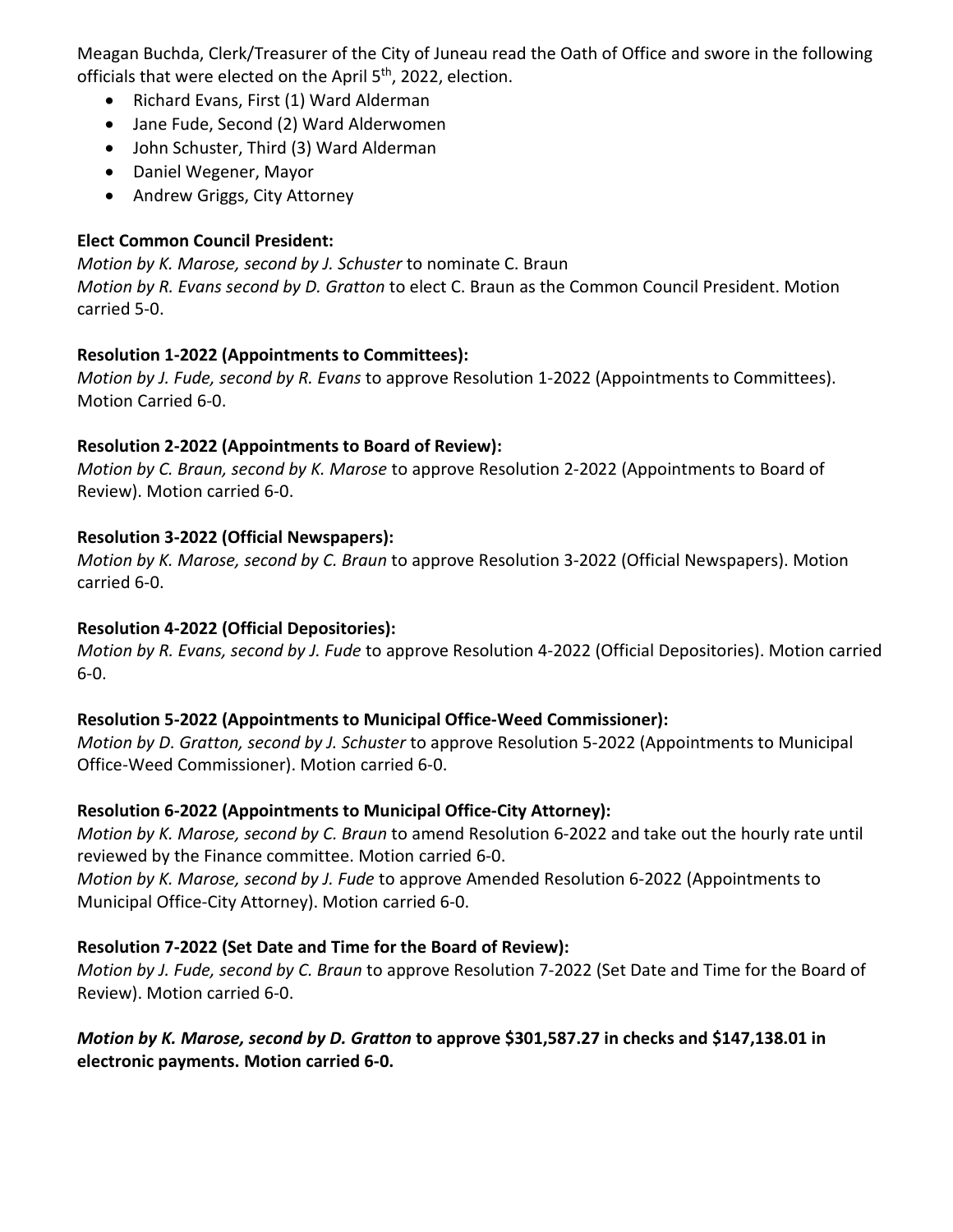Meagan Buchda, Clerk/Treasurer of the City of Juneau read the Oath of Office and swore in the following officials that were elected on the April 5th, 2022, election.

- Richard Evans, First (1) Ward Alderman
- Jane Fude, Second (2) Ward Alderwomen
- John Schuster, Third (3) Ward Alderman
- Daniel Wegener, Mayor
- Andrew Griggs, City Attorney

**Elect Common Council President:**

*Motion by K. Marose, second by J. Schuster* to nominate C. Braun
*Motion by R. Evans second by D. Gratton* to elect C. Braun as the Common Council President. Motion carried 5-0.

**Resolution 1-2022 (Appointments to Committees):**

*Motion by J. Fude, second by R. Evans* to approve Resolution 1-2022 (Appointments to Committees). Motion Carried 6-0.

**Resolution 2-2022 (Appointments to Board of Review):**

*Motion by C. Braun, second by K. Marose* to approve Resolution 2-2022 (Appointments to Board of Review). Motion carried 6-0.

**Resolution 3-2022 (Official Newspapers):**

*Motion by K. Marose, second by C. Braun* to approve Resolution 3-2022 (Official Newspapers). Motion carried 6-0.

**Resolution 4-2022 (Official Depositories):**

*Motion by R. Evans, second by J. Fude* to approve Resolution 4-2022 (Official Depositories). Motion carried 6-0.

**Resolution 5-2022 (Appointments to Municipal Office-Weed Commissioner):**

*Motion by D. Gratton, second by J. Schuster* to approve Resolution 5-2022 (Appointments to Municipal Office-Weed Commissioner). Motion carried 6-0.

**Resolution 6-2022 (Appointments to Municipal Office-City Attorney):**

*Motion by K. Marose, second by C. Braun* to amend Resolution 6-2022 and take out the hourly rate until reviewed by the Finance committee. Motion carried 6-0.
*Motion by K. Marose, second by J. Fude* to approve Amended Resolution 6-2022 (Appointments to Municipal Office-City Attorney). Motion carried 6-0.

**Resolution 7-2022 (Set Date and Time for the Board of Review):**

*Motion by J. Fude, second by C. Braun* to approve Resolution 7-2022 (Set Date and Time for the Board of Review). Motion carried 6-0.

***Motion by K. Marose, second by D. Gratton*** **to approve $301,587.27 in checks and $147,138.01 in electronic payments. Motion carried 6-0.**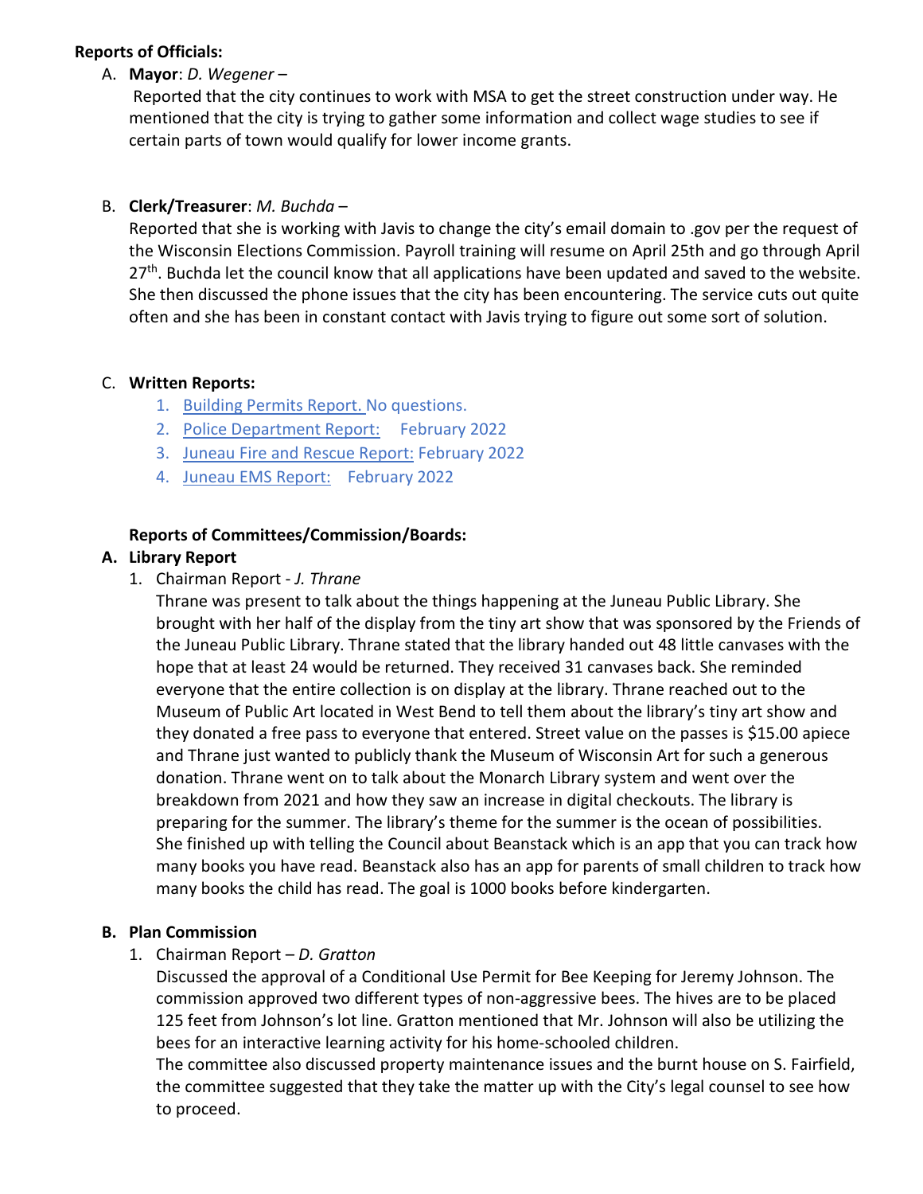**Reports of Officials:**

A. **Mayor**: *D. Wegener* –
Reported that the city continues to work with MSA to get the street construction under way. He mentioned that the city is trying to gather some information and collect wage studies to see if certain parts of town would qualify for lower income grants.

B. **Clerk/Treasurer**: *M. Buchda* –
Reported that she is working with Javis to change the city's email domain to .gov per the request of the Wisconsin Elections Commission. Payroll training will resume on April 25th and go through April 27th. Buchda let the council know that all applications have been updated and saved to the website. She then discussed the phone issues that the city has been encountering. The service cuts out quite often and she has been in constant contact with Javis trying to figure out some sort of solution.

C. **Written Reports:**
   1. Building Permits Report. No questions.
   2. Police Department Report: February 2022
   3. Juneau Fire and Rescue Report: February 2022
   4. Juneau EMS Report: February 2022

**Reports of Committees/Commission/Boards:**

**A. Library Report**

1. Chairman Report - *J. Thrane*
Thrane was present to talk about the things happening at the Juneau Public Library. She brought with her half of the display from the tiny art show that was sponsored by the Friends of the Juneau Public Library. Thrane stated that the library handed out 48 little canvases with the hope that at least 24 would be returned. They received 31 canvases back. She reminded everyone that the entire collection is on display at the library. Thrane reached out to the Museum of Public Art located in West Bend to tell them about the library's tiny art show and they donated a free pass to everyone that entered. Street value on the passes is $15.00 apiece and Thrane just wanted to publicly thank the Museum of Wisconsin Art for such a generous donation. Thrane went on to talk about the Monarch Library system and went over the breakdown from 2021 and how they saw an increase in digital checkouts. The library is preparing for the summer. The library's theme for the summer is the ocean of possibilities. She finished up with telling the Council about Beanstack which is an app that you can track how many books you have read. Beanstack also has an app for parents of small children to track how many books the child has read. The goal is 1000 books before kindergarten.

**B. Plan Commission**

1. Chairman Report – *D. Gratton*
Discussed the approval of a Conditional Use Permit for Bee Keeping for Jeremy Johnson. The commission approved two different types of non-aggressive bees. The hives are to be placed 125 feet from Johnson's lot line. Gratton mentioned that Mr. Johnson will also be utilizing the bees for an interactive learning activity for his home-schooled children.
The committee also discussed property maintenance issues and the burnt house on S. Fairfield, the committee suggested that they take the matter up with the City's legal counsel to see how to proceed.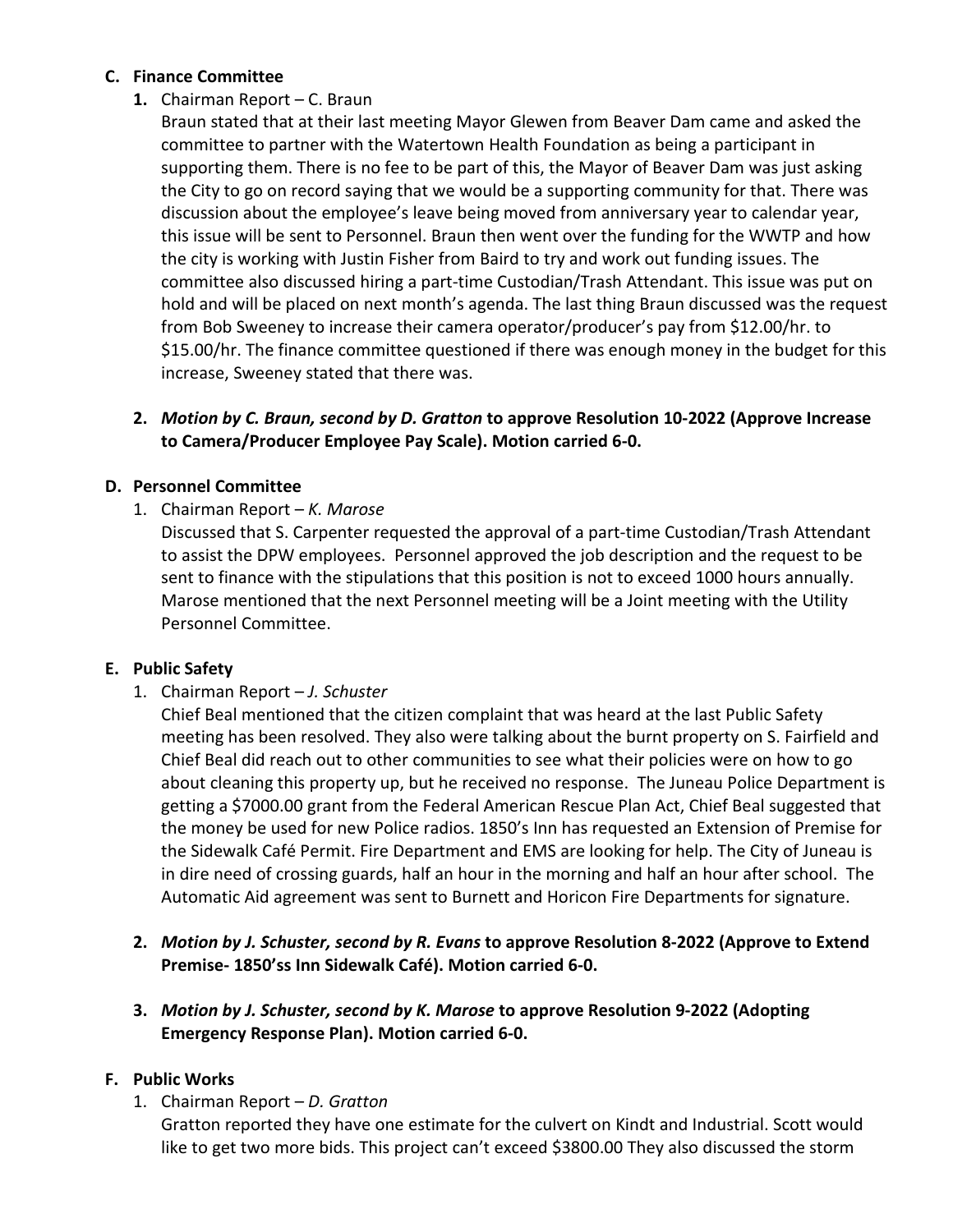**C. Finance Committee**

1. Chairman Report – C. Braun

   Braun stated that at their last meeting Mayor Glewen from Beaver Dam came and asked the committee to partner with the Watertown Health Foundation as being a participant in supporting them. There is no fee to be part of this, the Mayor of Beaver Dam was just asking the City to go on record saying that we would be a supporting community for that. There was discussion about the employee's leave being moved from anniversary year to calendar year, this issue will be sent to Personnel. Braun then went over the funding for the WWTP and how the city is working with Justin Fisher from Baird to try and work out funding issues. The committee also discussed hiring a part-time Custodian/Trash Attendant. This issue was put on hold and will be placed on next month's agenda. The last thing Braun discussed was the request from Bob Sweeney to increase their camera operator/producer's pay from $12.00/hr. to $15.00/hr. The finance committee questioned if there was enough money in the budget for this increase, Sweeney stated that there was.

2. ***Motion by C. Braun, second by D. Gratton*** **to approve Resolution 10-2022 (Approve Increase to Camera/Producer Employee Pay Scale). Motion carried 6-0.**

**D. Personnel Committee**

1. Chairman Report – *K. Marose*

   Discussed that S. Carpenter requested the approval of a part-time Custodian/Trash Attendant to assist the DPW employees. Personnel approved the job description and the request to be sent to finance with the stipulations that this position is not to exceed 1000 hours annually. Marose mentioned that the next Personnel meeting will be a Joint meeting with the Utility Personnel Committee.

**E. Public Safety**

1. Chairman Report – *J. Schuster*

   Chief Beal mentioned that the citizen complaint that was heard at the last Public Safety meeting has been resolved. They also were talking about the burnt property on S. Fairfield and Chief Beal did reach out to other communities to see what their policies were on how to go about cleaning this property up, but he received no response. The Juneau Police Department is getting a $7000.00 grant from the Federal American Rescue Plan Act, Chief Beal suggested that the money be used for new Police radios. 1850's Inn has requested an Extension of Premise for the Sidewalk Café Permit. Fire Department and EMS are looking for help. The City of Juneau is in dire need of crossing guards, half an hour in the morning and half an hour after school. The Automatic Aid agreement was sent to Burnett and Horicon Fire Departments for signature.

2. ***Motion by J. Schuster, second by R. Evans*** **to approve Resolution 8-2022 (Approve to Extend Premise- 1850'ss Inn Sidewalk Café). Motion carried 6-0.**

3. ***Motion by J. Schuster, second by K. Marose*** **to approve Resolution 9-2022 (Adopting Emergency Response Plan). Motion carried 6-0.**

**F. Public Works**

1. Chairman Report – *D. Gratton*

   Gratton reported they have one estimate for the culvert on Kindt and Industrial. Scott would like to get two more bids. This project can't exceed $3800.00 They also discussed the storm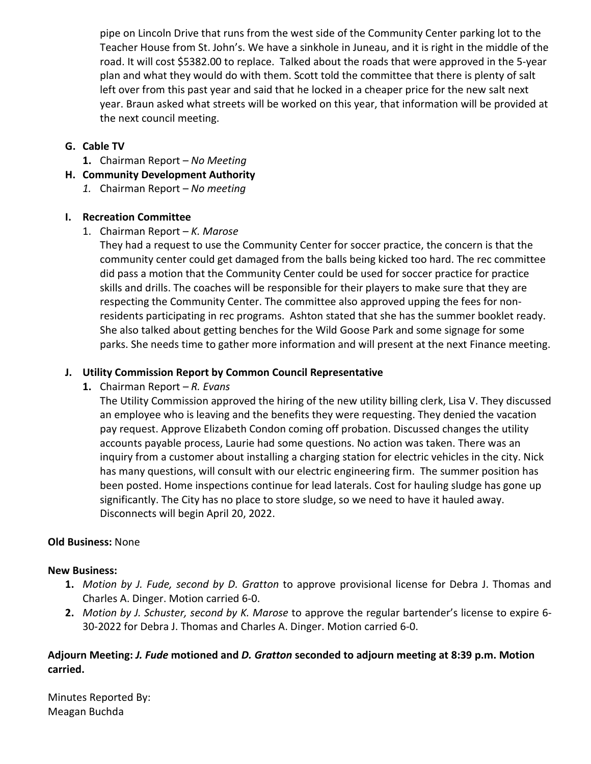pipe on Lincoln Drive that runs from the west side of the Community Center parking lot to the Teacher House from St. John's. We have a sinkhole in Juneau, and it is right in the middle of the road. It will cost $5382.00 to replace. Talked about the roads that were approved in the 5-year plan and what they would do with them. Scott told the committee that there is plenty of salt left over from this past year and said that he locked in a cheaper price for the new salt next year. Braun asked what streets will be worked on this year, that information will be provided at the next council meeting.

**G. Cable TV**

1. Chairman Report – *No Meeting*

**H. Community Development Authority**

1. Chairman Report – *No meeting*

**I. Recreation Committee**

1. Chairman Report – *K. Marose*

   They had a request to use the Community Center for soccer practice, the concern is that the community center could get damaged from the balls being kicked too hard. The rec committee did pass a motion that the Community Center could be used for soccer practice for practice skills and drills. The coaches will be responsible for their players to make sure that they are respecting the Community Center. The committee also approved upping the fees for non-residents participating in rec programs. Ashton stated that she has the summer booklet ready. She also talked about getting benches for the Wild Goose Park and some signage for some parks. She needs time to gather more information and will present at the next Finance meeting.

**J. Utility Commission Report by Common Council Representative**

1. Chairman Report – *R. Evans*

   The Utility Commission approved the hiring of the new utility billing clerk, Lisa V. They discussed an employee who is leaving and the benefits they were requesting. They denied the vacation pay request. Approve Elizabeth Condon coming off probation. Discussed changes the utility accounts payable process, Laurie had some questions. No action was taken. There was an inquiry from a customer about installing a charging station for electric vehicles in the city. Nick has many questions, will consult with our electric engineering firm. The summer position has been posted. Home inspections continue for lead laterals. Cost for hauling sludge has gone up significantly. The City has no place to store sludge, so we need to have it hauled away. Disconnects will begin April 20, 2022.

**Old Business:** None

**New Business:**

1. *Motion by J. Fude, second by D. Gratton* to approve provisional license for Debra J. Thomas and Charles A. Dinger. Motion carried 6-0.
2. *Motion by J. Schuster, second by K. Marose* to approve the regular bartender's license to expire 6-30-2022 for Debra J. Thomas and Charles A. Dinger. Motion carried 6-0.

**Adjourn Meeting: *J. Fude* motioned and *D. Gratton* seconded to adjourn meeting at 8:39 p.m. Motion carried.**

Minutes Reported By:
Meagan Buchda